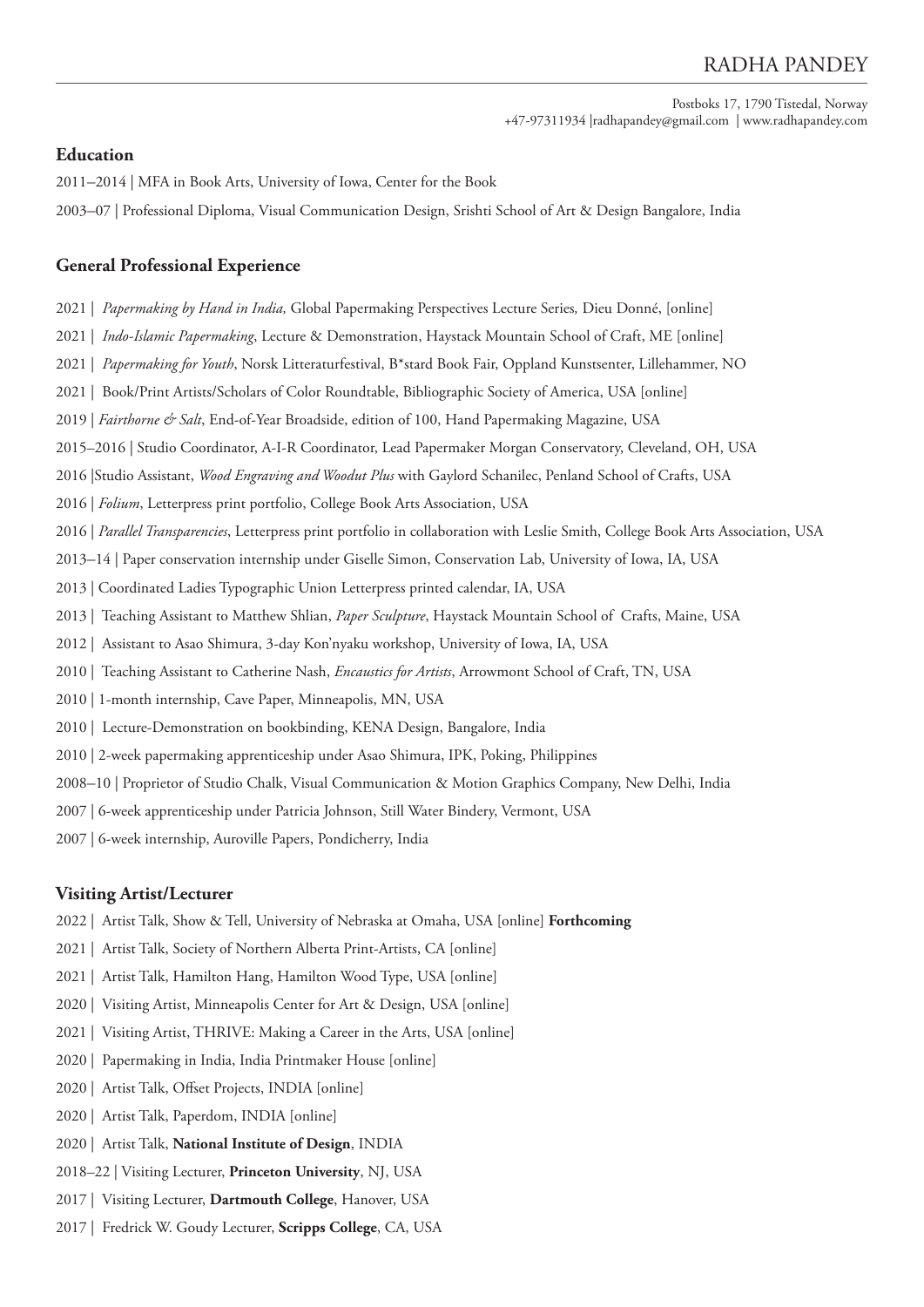# RADHA PANDEY

Postboks 17, 1790 Tistedal, Norway
+47-97311934 |radhapandey@gmail.com | www.radhapandey.com

## Education

2011–2014 | MFA in Book Arts, University of Iowa, Center for the Book

2003–07 | Professional Diploma, Visual Communication Design, Srishti School of Art & Design Bangalore, India

## General Professional Experience

2021 | *Papermaking by Hand in India,* Global Papermaking Perspectives Lecture Series*,* Dieu Donné, [online]

2021 | *Indo-Islamic Papermaking*, Lecture & Demonstration, Haystack Mountain School of Craft, ME [online]

2021 | *Papermaking for Youth*, Norsk Litteraturfestival, B*stard Book Fair, Oppland Kunstsenter, Lillehammer, NO

2021 | Book/Print Artists/Scholars of Color Roundtable, Bibliographic Society of America, USA [online]

2019 | *Fairthorne & Salt*, End-of-Year Broadside, edition of 100, Hand Papermaking Magazine, USA

2015–2016 | Studio Coordinator, A-I-R Coordinator, Lead Papermaker Morgan Conservatory, Cleveland, OH, USA

2016 |Studio Assistant, *Wood Engraving and Woodut Plus* with Gaylord Schanilec, Penland School of Crafts, USA

2016 | *Folium*, Letterpress print portfolio, College Book Arts Association, USA

2016 | *Parallel Transparencies*, Letterpress print portfolio in collaboration with Leslie Smith, College Book Arts Association, USA

2013–14 | Paper conservation internship under Giselle Simon, Conservation Lab, University of Iowa, IA, USA

2013 | Coordinated Ladies Typographic Union Letterpress printed calendar, IA, USA

2013 | Teaching Assistant to Matthew Shlian, *Paper Sculpture*, Haystack Mountain School of Crafts, Maine, USA

2012 | Assistant to Asao Shimura, 3-day Kon'nyaku workshop, University of Iowa, IA, USA

2010 | Teaching Assistant to Catherine Nash, *Encaustics for Artists*, Arrowmont School of Craft, TN, USA

2010 | 1-month internship, Cave Paper, Minneapolis, MN, USA

2010 | Lecture-Demonstration on bookbinding, KENA Design, Bangalore, India

2010 | 2-week papermaking apprenticeship under Asao Shimura, IPK, Poking, Philippines

2008–10 | Proprietor of Studio Chalk, Visual Communication & Motion Graphics Company, New Delhi, India

2007 | 6-week apprenticeship under Patricia Johnson, Still Water Bindery, Vermont, USA

2007 | 6-week internship, Auroville Papers, Pondicherry, India

## Visiting Artist/Lecturer

2022 | Artist Talk, Show & Tell, University of Nebraska at Omaha, USA [online] **Forthcoming**

2021 | Artist Talk, Society of Northern Alberta Print-Artists, CA [online]

2021 | Artist Talk, Hamilton Hang, Hamilton Wood Type, USA [online]

2020 | Visiting Artist, Minneapolis Center for Art & Design, USA [online]

2021 | Visiting Artist, THRIVE: Making a Career in the Arts, USA [online]

2020 | Papermaking in India, India Printmaker House [online]

2020 | Artist Talk, Offset Projects, INDIA [online]

2020 | Artist Talk, Paperdom, INDIA [online]

2020 | Artist Talk, **National Institute of Design**, INDIA

2018–22 | Visiting Lecturer, **Princeton University**, NJ, USA

2017 | Visiting Lecturer, **Dartmouth College**, Hanover, USA

2017 | Fredrick W. Goudy Lecturer, **Scripps College**, CA, USA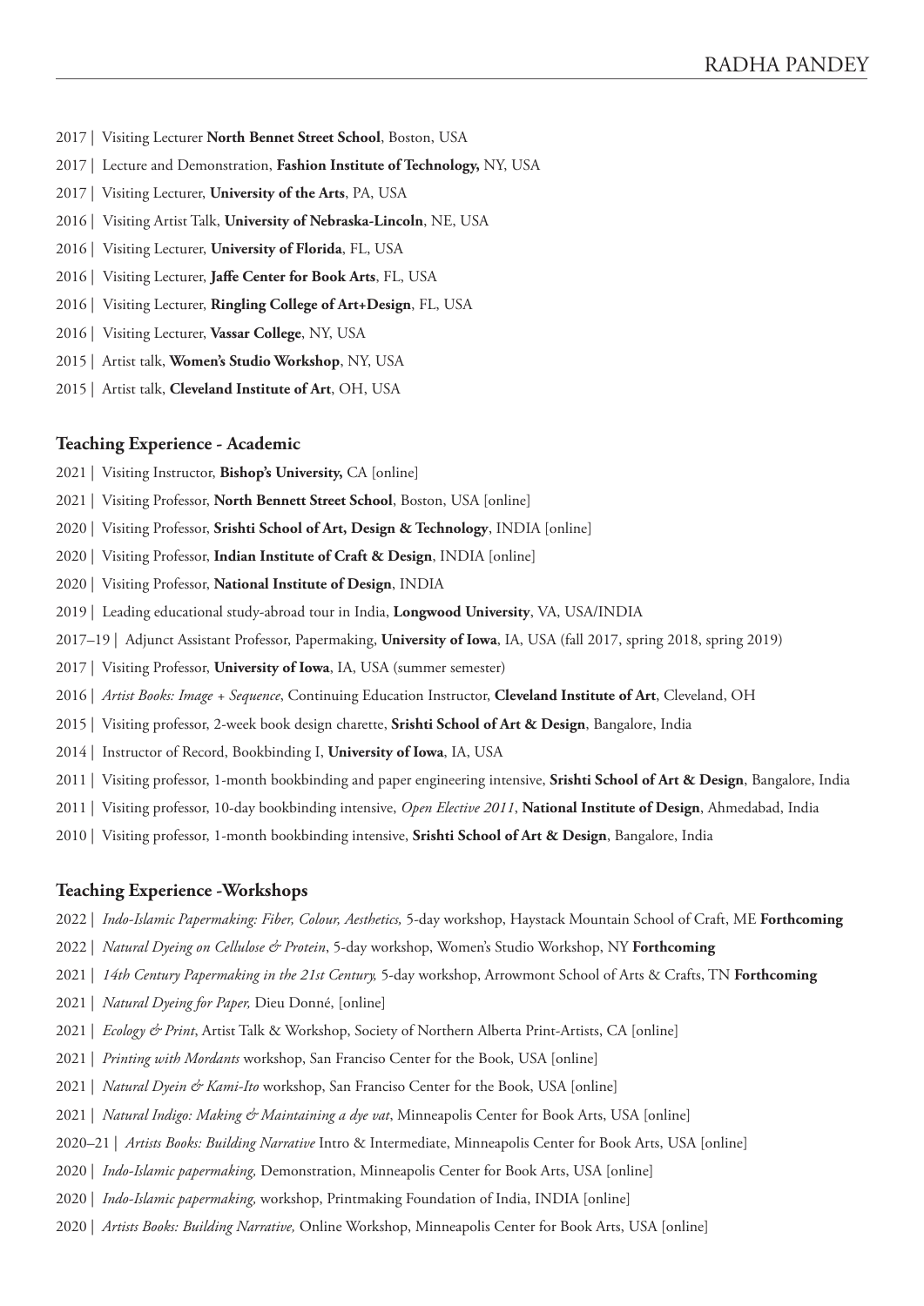2017 | Visiting Lecturer **North Bennet Street School**, Boston, USA

2017 | Lecture and Demonstration, **Fashion Institute of Technology,** NY, USA

2017 | Visiting Lecturer, **University of the Arts**, PA, USA

2016 | Visiting Artist Talk, **University of Nebraska-Lincoln**, NE, USA

2016 | Visiting Lecturer, **University of Florida**, FL, USA

2016 | Visiting Lecturer, **Jaffe Center for Book Arts**, FL, USA

2016 | Visiting Lecturer, **Ringling College of Art+Design**, FL, USA

2016 | Visiting Lecturer, **Vassar College**, NY, USA

2015 | Artist talk, **Women's Studio Workshop**, NY, USA

2015 | Artist talk, **Cleveland Institute of Art**, OH, USA

## Teaching Experience - Academic

2021 | Visiting Instructor, **Bishop's University,** CA [online]

2021 | Visiting Professor, **North Bennett Street School**, Boston, USA [online]

2020 | Visiting Professor, **Srishti School of Art, Design & Technology**, INDIA [online]

2020 | Visiting Professor, **Indian Institute of Craft & Design**, INDIA [online]

2020 | Visiting Professor, **National Institute of Design**, INDIA

2019 | Leading educational study-abroad tour in India, **Longwood University**, VA, USA/INDIA

2017–19 | Adjunct Assistant Professor, Papermaking, **University of Iowa**, IA, USA (fall 2017, spring 2018, spring 2019)

2017 | Visiting Professor, **University of Iowa**, IA, USA (summer semester)

2016 | *Artist Books: Image + Sequence*, Continuing Education Instructor, **Cleveland Institute of Art**, Cleveland, OH

2015 | Visiting professor, 2-week book design charette, **Srishti School of Art & Design**, Bangalore, India

2014 | Instructor of Record, Bookbinding I, **University of Iowa**, IA, USA

2011 | Visiting professor, 1-month bookbinding and paper engineering intensive, **Srishti School of Art & Design**, Bangalore, India

2011 | Visiting professor, 10-day bookbinding intensive, *Open Elective 2011*, **National Institute of Design**, Ahmedabad, India

2010 | Visiting professor, 1-month bookbinding intensive, **Srishti School of Art & Design**, Bangalore, India

## Teaching Experience -Workshops

2022 | *Indo-Islamic Papermaking: Fiber, Colour, Aesthetics,* 5-day workshop, Haystack Mountain School of Craft, ME **Forthcoming**

2022 | *Natural Dyeing on Cellulose & Protein*, 5-day workshop, Women's Studio Workshop, NY **Forthcoming**

2021 | *14th Century Papermaking in the 21st Century,* 5-day workshop, Arrowmont School of Arts & Crafts, TN **Forthcoming**

2021 | *Natural Dyeing for Paper,* Dieu Donné, [online]

2021 | *Ecology & Print*, Artist Talk & Workshop, Society of Northern Alberta Print-Artists, CA [online]

2021 | *Printing with Mordants* workshop, San Franciso Center for the Book, USA [online]

2021 | *Natural Dyein & Kami-Ito* workshop, San Franciso Center for the Book, USA [online]

2021 | *Natural Indigo: Making & Maintaining a dye vat*, Minneapolis Center for Book Arts, USA [online]

2020–21 | *Artists Books: Building Narrative* Intro & Intermediate, Minneapolis Center for Book Arts, USA [online]

2020 | *Indo-Islamic papermaking,* Demonstration, Minneapolis Center for Book Arts, USA [online]

2020 | *Indo-Islamic papermaking,* workshop, Printmaking Foundation of India, INDIA [online]

2020 | *Artists Books: Building Narrative,* Online Workshop, Minneapolis Center for Book Arts, USA [online]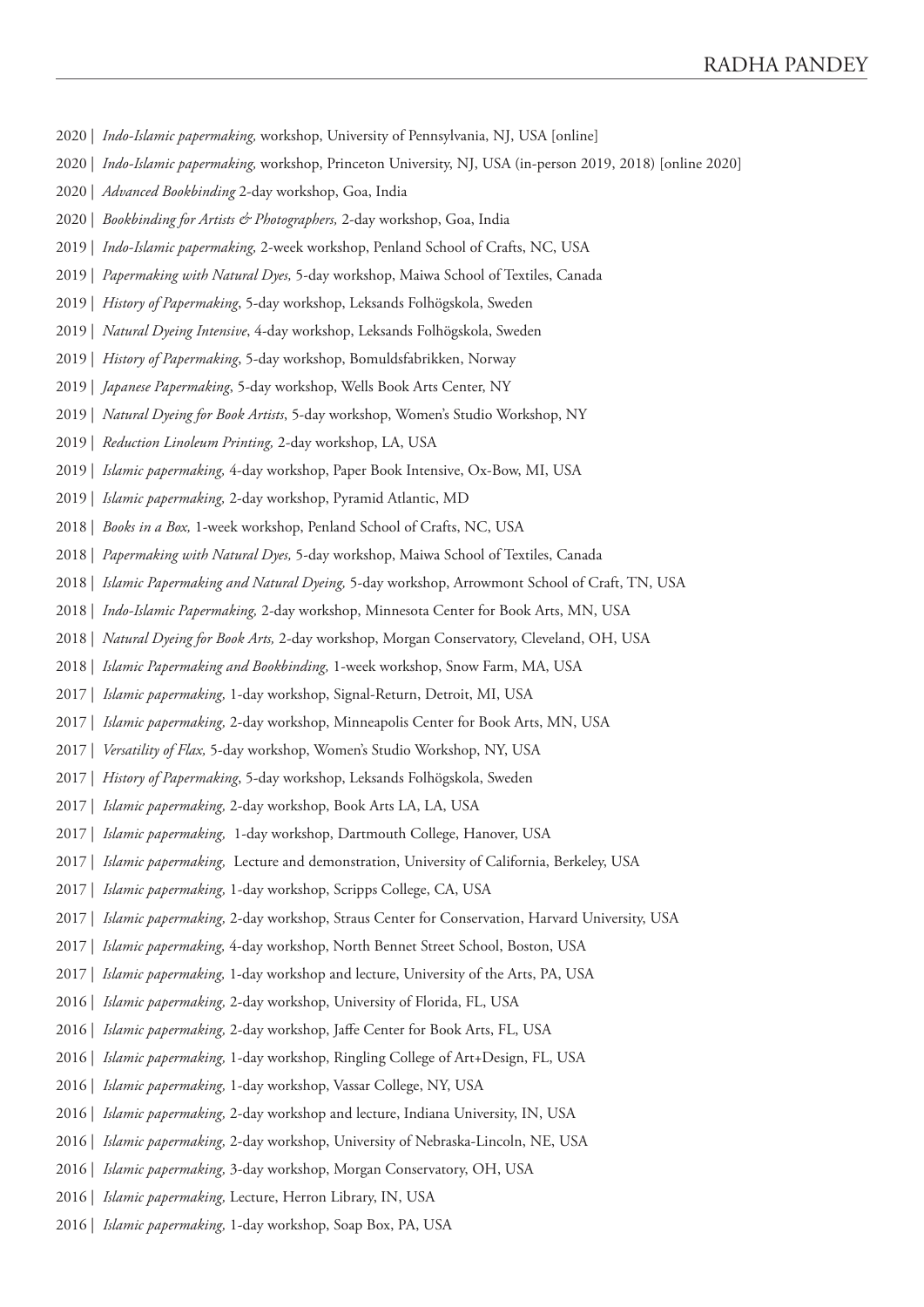2020 | *Indo-Islamic papermaking,* workshop, University of Pennsylvania, NJ, USA [online]

2020 | *Indo-Islamic papermaking,* workshop, Princeton University, NJ, USA (in-person 2019, 2018) [online 2020]

2020 | *Advanced Bookbinding* 2-day workshop, Goa, India

2020 | *Bookbinding for Artists & Photographers,* 2-day workshop, Goa, India

2019 | *Indo-Islamic papermaking,* 2-week workshop, Penland School of Crafts, NC, USA

2019 | *Papermaking with Natural Dyes,* 5-day workshop, Maiwa School of Textiles, Canada

2019 | *History of Papermaking*, 5-day workshop, Leksands Folhögskola, Sweden

2019 | *Natural Dyeing Intensive*, 4-day workshop, Leksands Folhögskola, Sweden

2019 | *History of Papermaking*, 5-day workshop, Bomuldsfabrikken, Norway

2019 | *Japanese Papermaking*, 5-day workshop, Wells Book Arts Center, NY

2019 | *Natural Dyeing for Book Artists*, 5-day workshop, Women's Studio Workshop, NY

2019 | *Reduction Linoleum Printing,* 2-day workshop, LA, USA

2019 | *Islamic papermaking,* 4-day workshop, Paper Book Intensive, Ox-Bow, MI, USA

2019 | *Islamic papermaking,* 2-day workshop, Pyramid Atlantic, MD

2018 | *Books in a Box,* 1-week workshop, Penland School of Crafts, NC, USA

2018 | *Papermaking with Natural Dyes,* 5-day workshop, Maiwa School of Textiles, Canada

2018 | *Islamic Papermaking and Natural Dyeing,* 5-day workshop, Arrowmont School of Craft, TN, USA

2018 | *Indo-Islamic Papermaking,* 2-day workshop, Minnesota Center for Book Arts, MN, USA

2018 | *Natural Dyeing for Book Arts,* 2-day workshop, Morgan Conservatory, Cleveland, OH, USA

2018 | *Islamic Papermaking and Bookbinding,* 1-week workshop, Snow Farm, MA, USA

2017 | *Islamic papermaking,* 1-day workshop, Signal-Return, Detroit, MI, USA

2017 | *Islamic papermaking,* 2-day workshop, Minneapolis Center for Book Arts, MN, USA

2017 | *Versatility of Flax,* 5-day workshop, Women's Studio Workshop, NY, USA

2017 | *History of Papermaking*, 5-day workshop, Leksands Folhögskola, Sweden

2017 | *Islamic papermaking,* 2-day workshop, Book Arts LA, LA, USA

2017 | *Islamic papermaking,* 1-day workshop, Dartmouth College, Hanover, USA

2017 | *Islamic papermaking,* Lecture and demonstration, University of California, Berkeley, USA

2017 | *Islamic papermaking,* 1-day workshop, Scripps College, CA, USA

2017 | *Islamic papermaking,* 2-day workshop, Straus Center for Conservation, Harvard University, USA

2017 | *Islamic papermaking,* 4-day workshop, North Bennet Street School, Boston, USA

2017 | *Islamic papermaking,* 1-day workshop and lecture, University of the Arts, PA, USA

2016 | *Islamic papermaking,* 2-day workshop, University of Florida, FL, USA

2016 | *Islamic papermaking,* 2-day workshop, Jaffe Center for Book Arts, FL, USA

2016 | *Islamic papermaking,* 1-day workshop, Ringling College of Art+Design, FL, USA

2016 | *Islamic papermaking,* 1-day workshop, Vassar College, NY, USA

2016 | *Islamic papermaking,* 2-day workshop and lecture, Indiana University, IN, USA

2016 | *Islamic papermaking,* 2-day workshop, University of Nebraska-Lincoln, NE, USA

2016 | *Islamic papermaking,* 3-day workshop, Morgan Conservatory, OH, USA

2016 | *Islamic papermaking,* Lecture, Herron Library, IN, USA

2016 | *Islamic papermaking,* 1-day workshop, Soap Box, PA, USA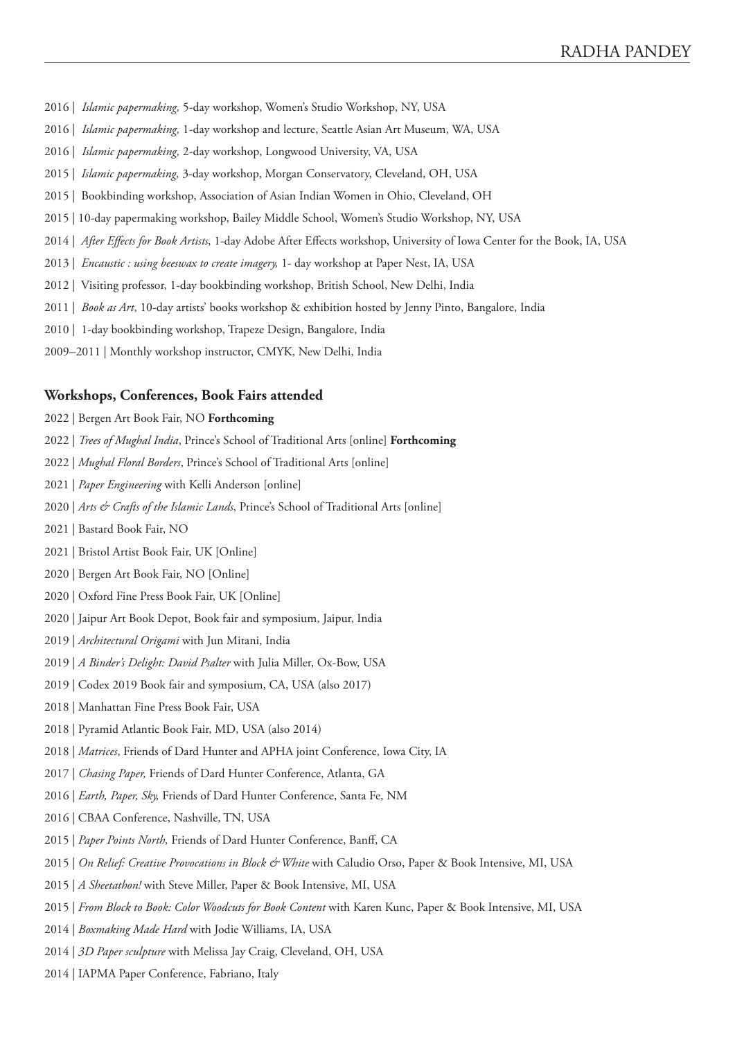2016 | *Islamic papermaking,* 5-day workshop, Women's Studio Workshop, NY, USA

2016 | *Islamic papermaking,* 1-day workshop and lecture, Seattle Asian Art Museum, WA, USA

2016 | *Islamic papermaking,* 2-day workshop, Longwood University, VA, USA

2015 | *Islamic papermaking,* 3-day workshop, Morgan Conservatory, Cleveland, OH, USA

2015 | Bookbinding workshop, Association of Asian Indian Women in Ohio, Cleveland, OH

2015 | 10-day papermaking workshop, Bailey Middle School, Women's Studio Workshop, NY, USA

2014 | *After Effects for Book Artists*, 1-day Adobe After Effects workshop, University of Iowa Center for the Book, IA, USA

2013 | *Encaustic : using beeswax to create imagery,* 1- day workshop at Paper Nest, IA, USA

2012 | Visiting professor, 1-day bookbinding workshop, British School, New Delhi, India

2011 | *Book as Art*, 10-day artists' books workshop & exhibition hosted by Jenny Pinto, Bangalore, India

2010 | 1-day bookbinding workshop, Trapeze Design, Bangalore, India

2009–2011 | Monthly workshop instructor, CMYK, New Delhi, India

**Workshops, Conferences, Book Fairs attended**

2022 | Bergen Art Book Fair, NO **Forthcoming**

2022 | *Trees of Mughal India*, Prince's School of Traditional Arts [online] **Forthcoming**

2022 | *Mughal Floral Borders*, Prince's School of Traditional Arts [online]

2021 | *Paper Engineering* with Kelli Anderson [online]

2020 | *Arts & Crafts of the Islamic Lands*, Prince's School of Traditional Arts [online]

2021 | Bastard Book Fair, NO

2021 | Bristol Artist Book Fair, UK [Online]

2020 | Bergen Art Book Fair, NO [Online]

2020 | Oxford Fine Press Book Fair, UK [Online]

2020 | Jaipur Art Book Depot, Book fair and symposium, Jaipur, India

2019 | *Architectural Origami* with Jun Mitani, India

2019 | *A Binder's Delight: David Psalter* with Julia Miller, Ox-Bow, USA

2019 | Codex 2019 Book fair and symposium, CA, USA (also 2017)

2018 | Manhattan Fine Press Book Fair, USA

2018 | Pyramid Atlantic Book Fair, MD, USA (also 2014)

2018 | *Matrices*, Friends of Dard Hunter and APHA joint Conference, Iowa City, IA

2017 | *Chasing Paper,* Friends of Dard Hunter Conference, Atlanta, GA

2016 | *Earth, Paper, Sky,* Friends of Dard Hunter Conference, Santa Fe, NM

2016 | CBAA Conference, Nashville, TN, USA

2015 | *Paper Points North,* Friends of Dard Hunter Conference, Banff, CA

2015 | *On Relief: Creative Provocations in Block & White* with Caludio Orso, Paper & Book Intensive, MI, USA

2015 | *A Sheetathon!* with Steve Miller, Paper & Book Intensive, MI, USA

2015 | *From Block to Book: Color Woodcuts for Book Content* with Karen Kunc, Paper & Book Intensive, MI, USA

2014 | *Boxmaking Made Hard* with Jodie Williams, IA, USA

2014 | *3D Paper sculpture* with Melissa Jay Craig, Cleveland, OH, USA

2014 | IAPMA Paper Conference, Fabriano, Italy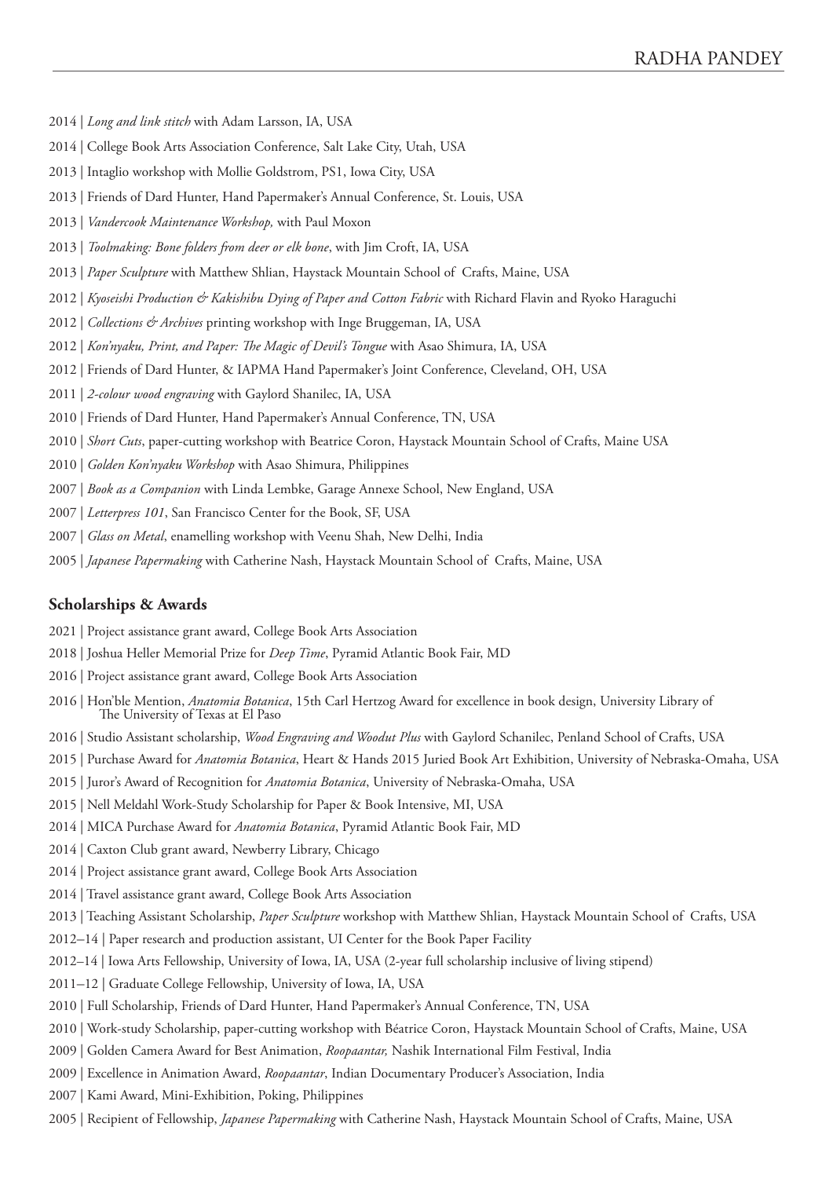2014 | *Long and link stitch* with Adam Larsson, IA, USA

2014 | College Book Arts Association Conference, Salt Lake City, Utah, USA

2013 | Intaglio workshop with Mollie Goldstrom, PS1, Iowa City, USA

2013 | Friends of Dard Hunter, Hand Papermaker's Annual Conference, St. Louis, USA

2013 | *Vandercook Maintenance Workshop,* with Paul Moxon

2013 | *Toolmaking: Bone folders from deer or elk bone*, with Jim Croft, IA, USA

2013 | *Paper Sculpture* with Matthew Shlian, Haystack Mountain School of Crafts, Maine, USA

2012 | *Kyoseishi Production & Kakishibu Dying of Paper and Cotton Fabric* with Richard Flavin and Ryoko Haraguchi

2012 | *Collections & Archives* printing workshop with Inge Bruggeman, IA, USA

2012 | *Kon'nyaku, Print, and Paper: The Magic of Devil's Tongue* with Asao Shimura, IA, USA

2012 | Friends of Dard Hunter, & IAPMA Hand Papermaker's Joint Conference, Cleveland, OH, USA

2011 | *2-colour wood engraving* with Gaylord Shanilec, IA, USA

2010 | Friends of Dard Hunter, Hand Papermaker's Annual Conference, TN, USA

2010 | *Short Cuts*, paper-cutting workshop with Beatrice Coron, Haystack Mountain School of Crafts, Maine USA

2010 | *Golden Kon'nyaku Workshop* with Asao Shimura, Philippines

2007 | *Book as a Companion* with Linda Lembke, Garage Annexe School, New England, USA

2007 | *Letterpress 101*, San Francisco Center for the Book, SF, USA

2007 | *Glass on Metal*, enamelling workshop with Veenu Shah, New Delhi, India

2005 | *Japanese Papermaking* with Catherine Nash, Haystack Mountain School of Crafts, Maine, USA

## Scholarships & Awards

2021 | Project assistance grant award, College Book Arts Association

2018 | Joshua Heller Memorial Prize for *Deep Time*, Pyramid Atlantic Book Fair, MD

2016 | Project assistance grant award, College Book Arts Association

2016 | Hon'ble Mention, *Anatomia Botanica*, 15th Carl Hertzog Award for excellence in book design, University Library of The University of Texas at El Paso

2016 | Studio Assistant scholarship, *Wood Engraving and Woodut Plus* with Gaylord Schanilec, Penland School of Crafts, USA

2015 | Purchase Award for *Anatomia Botanica*, Heart & Hands 2015 Juried Book Art Exhibition, University of Nebraska-Omaha, USA

2015 | Juror's Award of Recognition for *Anatomia Botanica*, University of Nebraska-Omaha, USA

2015 | Nell Meldahl Work-Study Scholarship for Paper & Book Intensive, MI, USA

2014 | MICA Purchase Award for *Anatomia Botanica*, Pyramid Atlantic Book Fair, MD

2014 | Caxton Club grant award, Newberry Library, Chicago

2014 | Project assistance grant award, College Book Arts Association

2014 | Travel assistance grant award, College Book Arts Association

2013 | Teaching Assistant Scholarship, *Paper Sculpture* workshop with Matthew Shlian, Haystack Mountain School of Crafts, USA

2012–14 | Paper research and production assistant, UI Center for the Book Paper Facility

2012–14 | Iowa Arts Fellowship, University of Iowa, IA, USA (2-year full scholarship inclusive of living stipend)

2011–12 | Graduate College Fellowship, University of Iowa, IA, USA

2010 | Full Scholarship, Friends of Dard Hunter, Hand Papermaker's Annual Conference, TN, USA

2010 | Work-study Scholarship, paper-cutting workshop with Béatrice Coron, Haystack Mountain School of Crafts, Maine, USA

2009 | Golden Camera Award for Best Animation, *Roopaantar,* Nashik International Film Festival, India

2009 | Excellence in Animation Award, *Roopaantar*, Indian Documentary Producer's Association, India

2007 | Kami Award, Mini-Exhibition, Poking, Philippines

2005 | Recipient of Fellowship, *Japanese Papermaking* with Catherine Nash, Haystack Mountain School of Crafts, Maine, USA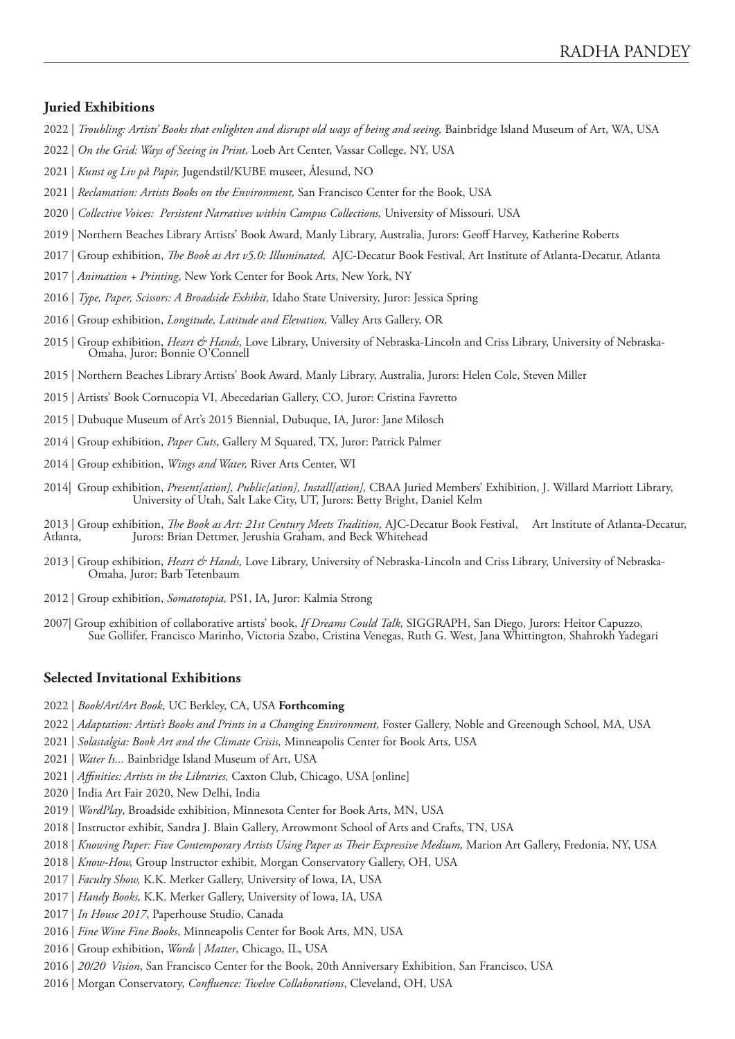## Juried Exhibitions

2022 | *Troubling: Artists' Books that enlighten and disrupt old ways of being and seeing,* Bainbridge Island Museum of Art, WA, USA

2022 | *On the Grid: Ways of Seeing in Print,* Loeb Art Center, Vassar College, NY, USA

2021 | *Kunst og Liv på Papir,* Jugendstil/KUBE museet, Ålesund, NO

2021 | *Reclamation: Artists Books on the Environment,* San Francisco Center for the Book, USA

2020 | *Collective Voices: Persistent Narratives within Campus Collections,* University of Missouri, USA

2019 | Northern Beaches Library Artists' Book Award, Manly Library, Australia, Jurors: Geoff Harvey, Katherine Roberts

2017 | Group exhibition, *The Book as Art v5.0: Illuminated,* AJC-Decatur Book Festival, Art Institute of Atlanta-Decatur, Atlanta

2017 | *Animation + Printing*, New York Center for Book Arts, New York, NY

2016 | *Type, Paper, Scissors: A Broadside Exhibit,* Idaho State University, Juror: Jessica Spring

2016 | Group exhibition, *Longitude, Latitude and Elevation,* Valley Arts Gallery, OR

2015 | Group exhibition, *Heart & Hands,* Love Library, University of Nebraska-Lincoln and Criss Library, University of Nebraska-Omaha, Juror: Bonnie O'Connell

2015 | Northern Beaches Library Artists' Book Award, Manly Library, Australia, Jurors: Helen Cole, Steven Miller

2015 | Artists' Book Cornucopia VI, Abecedarian Gallery, CO, Juror: Cristina Favretto

2015 | Dubuque Museum of Art's 2015 Biennial, Dubuque, IA, Juror: Jane Milosch

2014 | Group exhibition, *Paper Cuts*, Gallery M Squared, TX, Juror: Patrick Palmer

2014 | Group exhibition, *Wings and Water,* River Arts Center, WI

2014| Group exhibition, *Present[ation], Public[ation], Install[ation],* CBAA Juried Members' Exhibition, J. Willard Marriott Library, University of Utah, Salt Lake City, UT, Jurors: Betty Bright, Daniel Kelm

2013 | Group exhibition, *The Book as Art: 21st Century Meets Tradition,* AJC-Decatur Book Festival, Art Institute of Atlanta-Decatur, Atlanta, Jurors: Brian Dettmer, Jerushia Graham, and Beck Whitehead

2013 | Group exhibition, *Heart & Hands,* Love Library, University of Nebraska-Lincoln and Criss Library, University of Nebraska-Omaha, Juror: Barb Tetenbaum

2012 | Group exhibition, *Somatotopia,* PS1, IA, Juror: Kalmia Strong

2007| Group exhibition of collaborative artists' book, *If Dreams Could Talk,* SIGGRAPH, San Diego, Jurors: Heitor Capuzzo, Sue Gollifer, Francisco Marinho, Victoria Szabo, Cristina Venegas, Ruth G. West, Jana Whittington, Shahrokh Yadegari

## Selected Invitational Exhibitions

2022 | *Book/Art/Art Book,* UC Berkley, CA, USA **Forthcoming**

2022 | *Adaptation: Artist's Books and Prints in a Changing Environment,* Foster Gallery, Noble and Greenough School, MA, USA

2021 | *Solastalgia: Book Art and the Climate Crisis,* Minneapolis Center for Book Arts, USA

2021 | *Water Is...* Bainbridge Island Museum of Art, USA

2021 | *Affinities: Artists in the Libraries,* Caxton Club, Chicago, USA [online]

2020 | India Art Fair 2020, New Delhi, India

2019 | *WordPlay*, Broadside exhibition, Minnesota Center for Book Arts, MN, USA

2018 | Instructor exhibit, Sandra J. Blain Gallery, Arrowmont School of Arts and Crafts, TN, USA

2018 | *Knowing Paper: Five Contemporary Artists Using Paper as Their Expressive Medium,* Marion Art Gallery, Fredonia, NY, USA

2018 | *Know-How,* Group Instructor exhibit, Morgan Conservatory Gallery, OH, USA

2017 | *Faculty Show,* K.K. Merker Gallery, University of Iowa, IA, USA

2017 | *Handy Books,* K.K. Merker Gallery, University of Iowa, IA, USA

2017 | *In House 2017*, Paperhouse Studio, Canada

2016 | *Fine Wine Fine Books*, Minneapolis Center for Book Arts, MN, USA

2016 | Group exhibition, *Words | Matter*, Chicago, IL, USA

2016 | *20/20 Vision*, San Francisco Center for the Book, 20th Anniversary Exhibition, San Francisco, USA

2016 | Morgan Conservatory, *Confluence: Twelve Collaborations*, Cleveland, OH, USA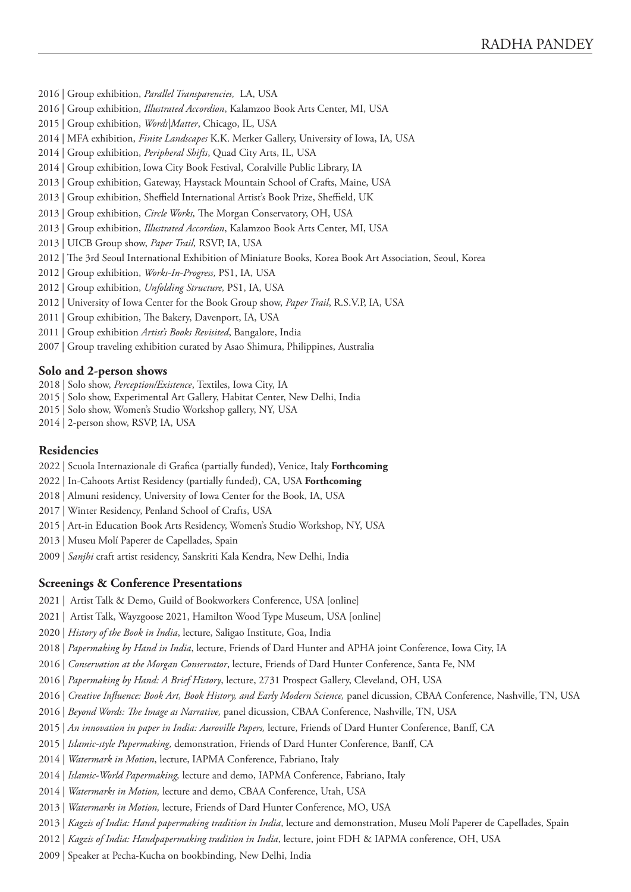2016 | Group exhibition, *Parallel Transparencies,* LA, USA
2016 | Group exhibition, *Illustrated Accordion*, Kalamzoo Book Arts Center, MI, USA
2015 | Group exhibition, *Words|Matter*, Chicago, IL, USA
2014 | MFA exhibition, *Finite Landscapes* K.K. Merker Gallery, University of Iowa, IA, USA
2014 | Group exhibition, *Peripheral Shifts*, Quad City Arts, IL, USA
2014 | Group exhibition, Iowa City Book Festival, Coralville Public Library, IA
2013 | Group exhibition, Gateway, Haystack Mountain School of Crafts, Maine, USA
2013 | Group exhibition, Sheffield International Artist's Book Prize, Sheffield, UK
2013 | Group exhibition, *Circle Works,* The Morgan Conservatory, OH, USA
2013 | Group exhibition, *Illustrated Accordion*, Kalamzoo Book Arts Center, MI, USA
2013 | UICB Group show, *Paper Trail,* RSVP, IA, USA
2012 | The 3rd Seoul International Exhibition of Miniature Books, Korea Book Art Association, Seoul, Korea
2012 | Group exhibition, *Works-In-Progress,* PS1, IA, USA
2012 | Group exhibition, *Unfolding Structure,* PS1, IA, USA
2012 | University of Iowa Center for the Book Group show, *Paper Trail*, R.S.V.P, IA, USA
2011 | Group exhibition, The Bakery, Davenport, IA, USA
2011 | Group exhibition *Artist's Books Revisited*, Bangalore, India
2007 | Group traveling exhibition curated by Asao Shimura, Philippines, Australia

**Solo and 2-person shows**

2018 | Solo show, *Perception/Existence*, Textiles, Iowa City, IA
2015 | Solo show, Experimental Art Gallery, Habitat Center, New Delhi, India
2015 | Solo show, Women's Studio Workshop gallery, NY, USA
2014 | 2-person show, RSVP, IA, USA

**Residencies**

2022 | Scuola Internazionale di Grafica (partially funded), Venice, Italy **Forthcoming**
2022 | In-Cahoots Artist Residency (partially funded), CA, USA **Forthcoming**
2018 | Almuni residency, University of Iowa Center for the Book, IA, USA
2017 | Winter Residency, Penland School of Crafts, USA
2015 | Art-in Education Book Arts Residency, Women's Studio Workshop, NY, USA
2013 | Museu Molí Paperer de Capellades, Spain
2009 | *Sanjhi* craft artist residency, Sanskriti Kala Kendra, New Delhi, India

**Screenings & Conference Presentations**

2021 | Artist Talk & Demo, Guild of Bookworkers Conference, USA [online]
2021 | Artist Talk, Wayzgoose 2021, Hamilton Wood Type Museum, USA [online]
2020 | *History of the Book in India*, lecture, Saligao Institute, Goa, India
2018 | *Papermaking by Hand in India*, lecture, Friends of Dard Hunter and APHA joint Conference, Iowa City, IA
2016 | *Conservation at the Morgan Conservator*, lecture, Friends of Dard Hunter Conference, Santa Fe, NM
2016 | *Papermaking by Hand: A Brief History*, lecture, 2731 Prospect Gallery, Cleveland, OH, USA
2016 | *Creative Influence: Book Art, Book History, and Early Modern Science,* panel dicussion, CBAA Conference, Nashville, TN, USA
2016 | *Beyond Words: The Image as Narrative,* panel dicussion, CBAA Conference, Nashville, TN, USA
2015 | *An innovation in paper in India: Auroville Papers,* lecture, Friends of Dard Hunter Conference, Banff, CA
2015 | *Islamic-style Papermaking,* demonstration, Friends of Dard Hunter Conference, Banff, CA
2014 | *Watermark in Motion*, lecture, IAPMA Conference, Fabriano, Italy
2014 | *Islamic-World Papermaking,* lecture and demo, IAPMA Conference, Fabriano, Italy
2014 | *Watermarks in Motion,* lecture and demo, CBAA Conference, Utah, USA
2013 | *Watermarks in Motion,* lecture, Friends of Dard Hunter Conference, MO, USA
2013 | *Kagzis of India: Hand papermaking tradition in India*, lecture and demonstration, Museu Molí Paperer de Capellades, Spain
2012 | *Kagzis of India: Handpapermaking tradition in India*, lecture, joint FDH & IAPMA conference, OH, USA
2009 | Speaker at Pecha-Kucha on bookbinding, New Delhi, India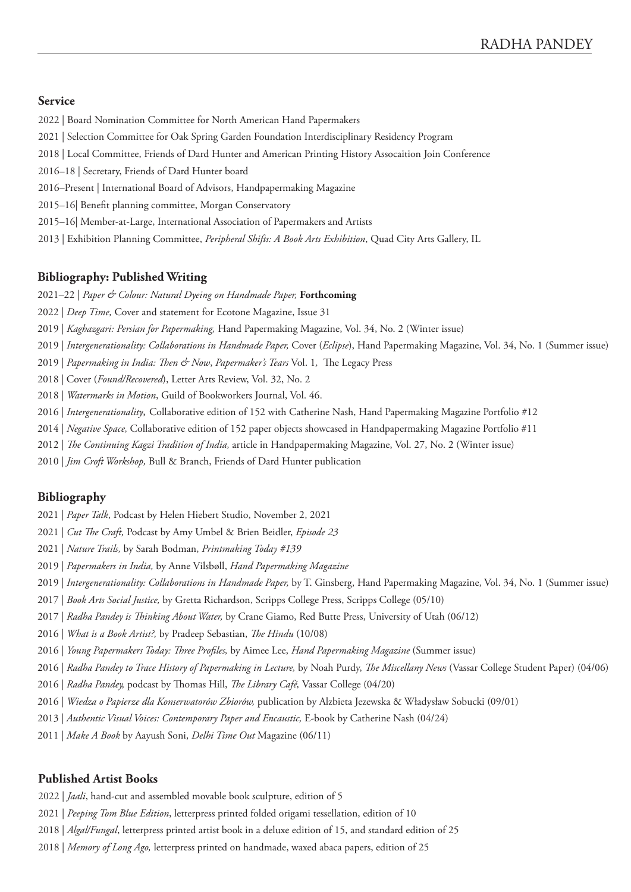## Service

2022 | Board Nomination Committee for North American Hand Papermakers

2021 | Selection Committee for Oak Spring Garden Foundation Interdisciplinary Residency Program

2018 | Local Committee, Friends of Dard Hunter and American Printing History Assocaition Join Conference

2016–18 | Secretary, Friends of Dard Hunter board

2016–Present | International Board of Advisors, Handpapermaking Magazine

2015–16| Benefit planning committee, Morgan Conservatory

2015–16| Member-at-Large, International Association of Papermakers and Artists

2013 | Exhibition Planning Committee, *Peripheral Shifts: A Book Arts Exhibition*, Quad City Arts Gallery, IL

## Bibliography: Published Writing

2021–22 | *Paper & Colour: Natural Dyeing on Handmade Paper,* **Forthcoming**

2022 | *Deep Time,* Cover and statement for Ecotone Magazine, Issue 31

2019 | *Kaghazgari: Persian for Papermaking,* Hand Papermaking Magazine, Vol. 34, No. 2 (Winter issue)

2019 | *Intergenerationality: Collaborations in Handmade Paper,* Cover (*Eclipse*), Hand Papermaking Magazine, Vol. 34, No. 1 (Summer issue)

2019 | *Papermaking in India: Then & Now*, *Papermaker's Tears* Vol. 1, The Legacy Press

2018 | Cover (*Found/Recovered*), Letter Arts Review, Vol. 32, No. 2

2018 | *Watermarks in Motion*, Guild of Bookworkers Journal, Vol. 46.

2016 | *Intergenerationality,* Collaborative edition of 152 with Catherine Nash, Hand Papermaking Magazine Portfolio #12

2014 | *Negative Space,* Collaborative edition of 152 paper objects showcased in Handpapermaking Magazine Portfolio #11

2012 | *The Continuing Kagzi Tradition of India,* article in Handpapermaking Magazine, Vol. 27, No. 2 (Winter issue)

2010 | *Jim Croft Workshop,* Bull & Branch, Friends of Dard Hunter publication

## Bibliography

2021 | *Paper Talk*, Podcast by Helen Hiebert Studio, November 2, 2021

2021 | *Cut The Craft,* Podcast by Amy Umbel & Brien Beidler, *Episode 23*

2021 | *Nature Trails,* by Sarah Bodman, *Printmaking Today #139*

2019 | *Papermakers in India,* by Anne Vilsbøll, *Hand Papermaking Magazine*

2019 | *Intergenerationality: Collaborations in Handmade Paper,* by T. Ginsberg, Hand Papermaking Magazine, Vol. 34, No. 1 (Summer issue)

2017 | *Book Arts Social Justice,* by Gretta Richardson, Scripps College Press, Scripps College (05/10)

2017 | *Radha Pandey is Thinking About Water,* by Crane Giamo, Red Butte Press, University of Utah (06/12)

2016 | *What is a Book Artist?,* by Pradeep Sebastian, *The Hindu* (10/08)

2016 | *Young Papermakers Today: Three Profiles,* by Aimee Lee, *Hand Papermaking Magazine* (Summer issue)

2016 | *Radha Pandey to Trace History of Papermaking in Lecture,* by Noah Purdy, *The Miscellany News* (Vassar College Student Paper) (04/06)

2016 | *Radha Pandey,* podcast by Thomas Hill, *The Library Café,* Vassar College (04/20)

2016 | *Wiedza o Papierze dla Konserwatorów Zbiorów,* publication by Alzbieta Jezewska & Władysław Sobucki (09/01)

2013 | *Authentic Visual Voices: Contemporary Paper and Encaustic,* E-book by Catherine Nash (04/24)

2011 | *Make A Book* by Aayush Soni, *Delhi Time Out* Magazine (06/11)

## Published Artist Books

2022 | *Jaali*, hand-cut and assembled movable book sculpture, edition of 5

2021 | *Peeping Tom Blue Edition*, letterpress printed folded origami tessellation, edition of 10

2018 | *Algal/Fungal*, letterpress printed artist book in a deluxe edition of 15, and standard edition of 25

2018 | *Memory of Long Ago,* letterpress printed on handmade, waxed abaca papers, edition of 25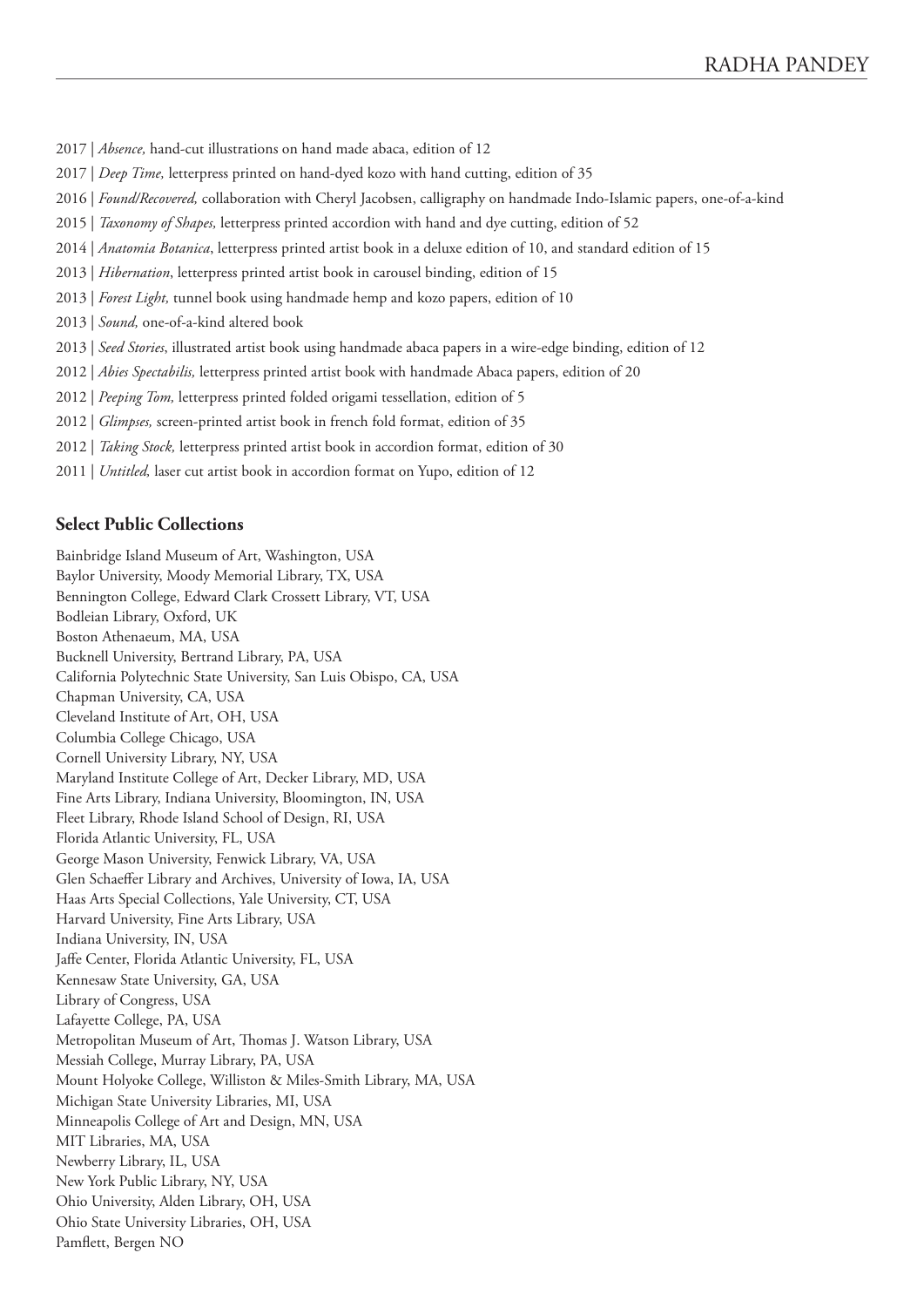2017 | *Absence,* hand-cut illustrations on hand made abaca, edition of 12

2017 | *Deep Time,* letterpress printed on hand-dyed kozo with hand cutting, edition of 35

2016 | *Found/Recovered,* collaboration with Cheryl Jacobsen, calligraphy on handmade Indo-Islamic papers, one-of-a-kind

2015 | *Taxonomy of Shapes,* letterpress printed accordion with hand and dye cutting, edition of 52

2014 | *Anatomia Botanica*, letterpress printed artist book in a deluxe edition of 10, and standard edition of 15

2013 | *Hibernation*, letterpress printed artist book in carousel binding, edition of 15

2013 | *Forest Light,* tunnel book using handmade hemp and kozo papers, edition of 10

2013 | *Sound,* one-of-a-kind altered book

2013 | *Seed Stories*, illustrated artist book using handmade abaca papers in a wire-edge binding, edition of 12

2012 | *Abies Spectabilis,* letterpress printed artist book with handmade Abaca papers, edition of 20

2012 | *Peeping Tom,* letterpress printed folded origami tessellation, edition of 5

2012 | *Glimpses,* screen-printed artist book in french fold format, edition of 35

2012 | *Taking Stock,* letterpress printed artist book in accordion format, edition of 30

2011 | *Untitled,* laser cut artist book in accordion format on Yupo, edition of 12

**Select Public Collections**

Bainbridge Island Museum of Art, Washington, USA
Baylor University, Moody Memorial Library, TX, USA
Bennington College, Edward Clark Crossett Library, VT, USA
Bodleian Library, Oxford, UK
Boston Athenaeum, MA, USA
Bucknell University, Bertrand Library, PA, USA
California Polytechnic State University, San Luis Obispo, CA, USA
Chapman University, CA, USA
Cleveland Institute of Art, OH, USA
Columbia College Chicago, USA
Cornell University Library, NY, USA
Maryland Institute College of Art, Decker Library, MD, USA
Fine Arts Library, Indiana University, Bloomington, IN, USA
Fleet Library, Rhode Island School of Design, RI, USA
Florida Atlantic University, FL, USA
George Mason University, Fenwick Library, VA, USA
Glen Schaeffer Library and Archives, University of Iowa, IA, USA
Haas Arts Special Collections, Yale University, CT, USA
Harvard University, Fine Arts Library, USA
Indiana University, IN, USA
Jaffe Center, Florida Atlantic University, FL, USA
Kennesaw State University, GA, USA
Library of Congress, USA
Lafayette College, PA, USA
Metropolitan Museum of Art, Thomas J. Watson Library, USA
Messiah College, Murray Library, PA, USA
Mount Holyoke College, Williston & Miles-Smith Library, MA, USA
Michigan State University Libraries, MI, USA
Minneapolis College of Art and Design, MN, USA
MIT Libraries, MA, USA
Newberry Library, IL, USA
New York Public Library, NY, USA
Ohio University, Alden Library, OH, USA
Ohio State University Libraries, OH, USA
Pamflett, Bergen NO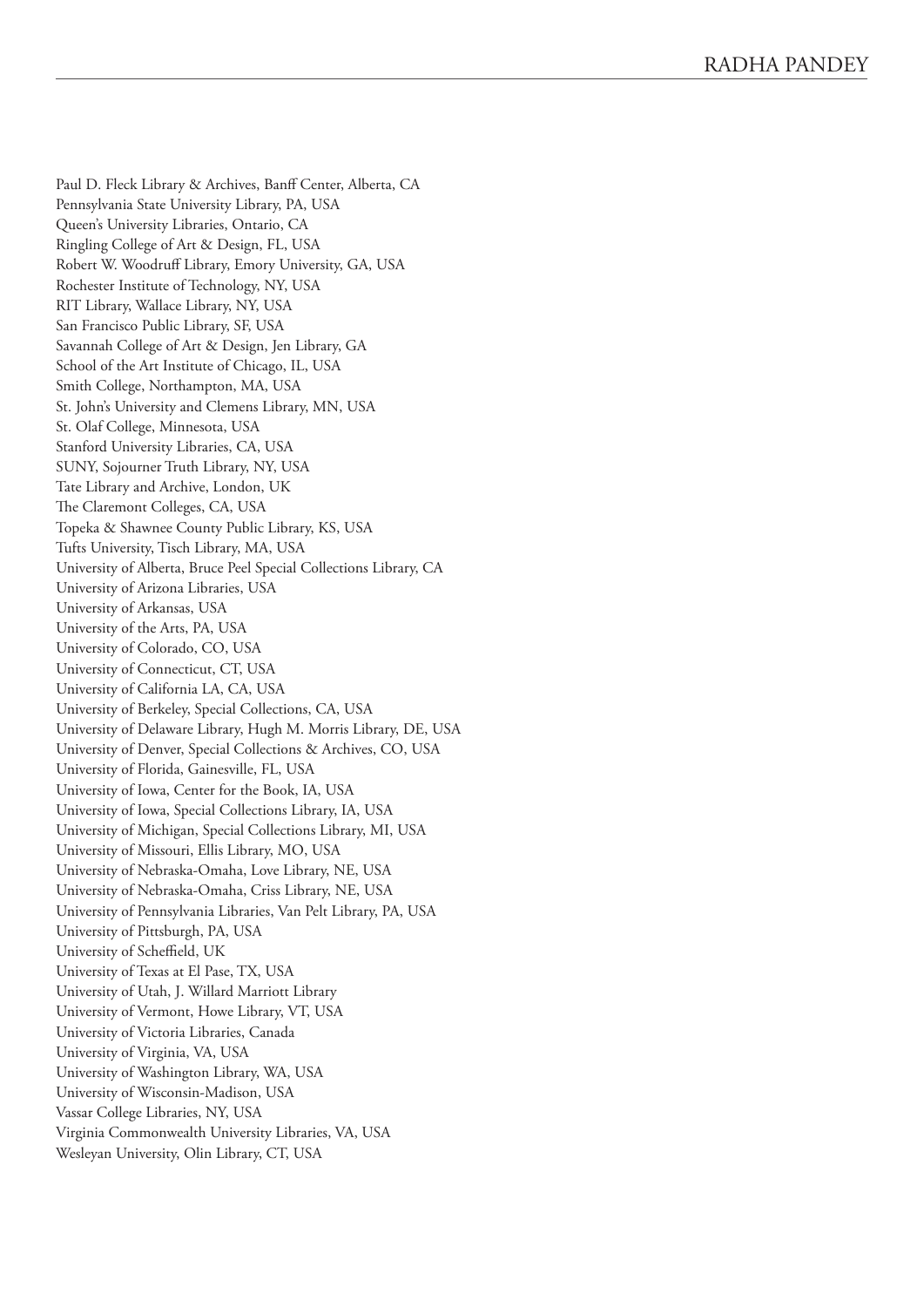Paul D. Fleck Library & Archives, Banff Center, Alberta, CA
Pennsylvania State University Library, PA, USA
Queen's University Libraries, Ontario, CA
Ringling College of Art & Design, FL, USA
Robert W. Woodruff Library, Emory University, GA, USA
Rochester Institute of Technology, NY, USA
RIT Library, Wallace Library, NY, USA
San Francisco Public Library, SF, USA
Savannah College of Art & Design, Jen Library, GA
School of the Art Institute of Chicago, IL, USA
Smith College, Northampton, MA, USA
St. John's University and Clemens Library, MN, USA
St. Olaf College, Minnesota, USA
Stanford University Libraries, CA, USA
SUNY, Sojourner Truth Library, NY, USA
Tate Library and Archive, London, UK
The Claremont Colleges, CA, USA
Topeka & Shawnee County Public Library, KS, USA
Tufts University, Tisch Library, MA, USA
University of Alberta, Bruce Peel Special Collections Library, CA
University of Arizona Libraries, USA
University of Arkansas, USA
University of the Arts, PA, USA
University of Colorado, CO, USA
University of Connecticut, CT, USA
University of California LA, CA, USA
University of Berkeley, Special Collections, CA, USA
University of Delaware Library, Hugh M. Morris Library, DE, USA
University of Denver, Special Collections & Archives, CO, USA
University of Florida, Gainesville, FL, USA
University of Iowa, Center for the Book, IA, USA
University of Iowa, Special Collections Library, IA, USA
University of Michigan, Special Collections Library, MI, USA
University of Missouri, Ellis Library, MO, USA
University of Nebraska-Omaha, Love Library, NE, USA
University of Nebraska-Omaha, Criss Library, NE, USA
University of Pennsylvania Libraries, Van Pelt Library, PA, USA
University of Pittsburgh, PA, USA
University of Scheffield, UK
University of Texas at El Pase, TX, USA
University of Utah, J. Willard Marriott Library
University of Vermont, Howe Library, VT, USA
University of Victoria Libraries, Canada
University of Virginia, VA, USA
University of Washington Library, WA, USA
University of Wisconsin-Madison, USA
Vassar College Libraries, NY, USA
Virginia Commonwealth University Libraries, VA, USA
Wesleyan University, Olin Library, CT, USA